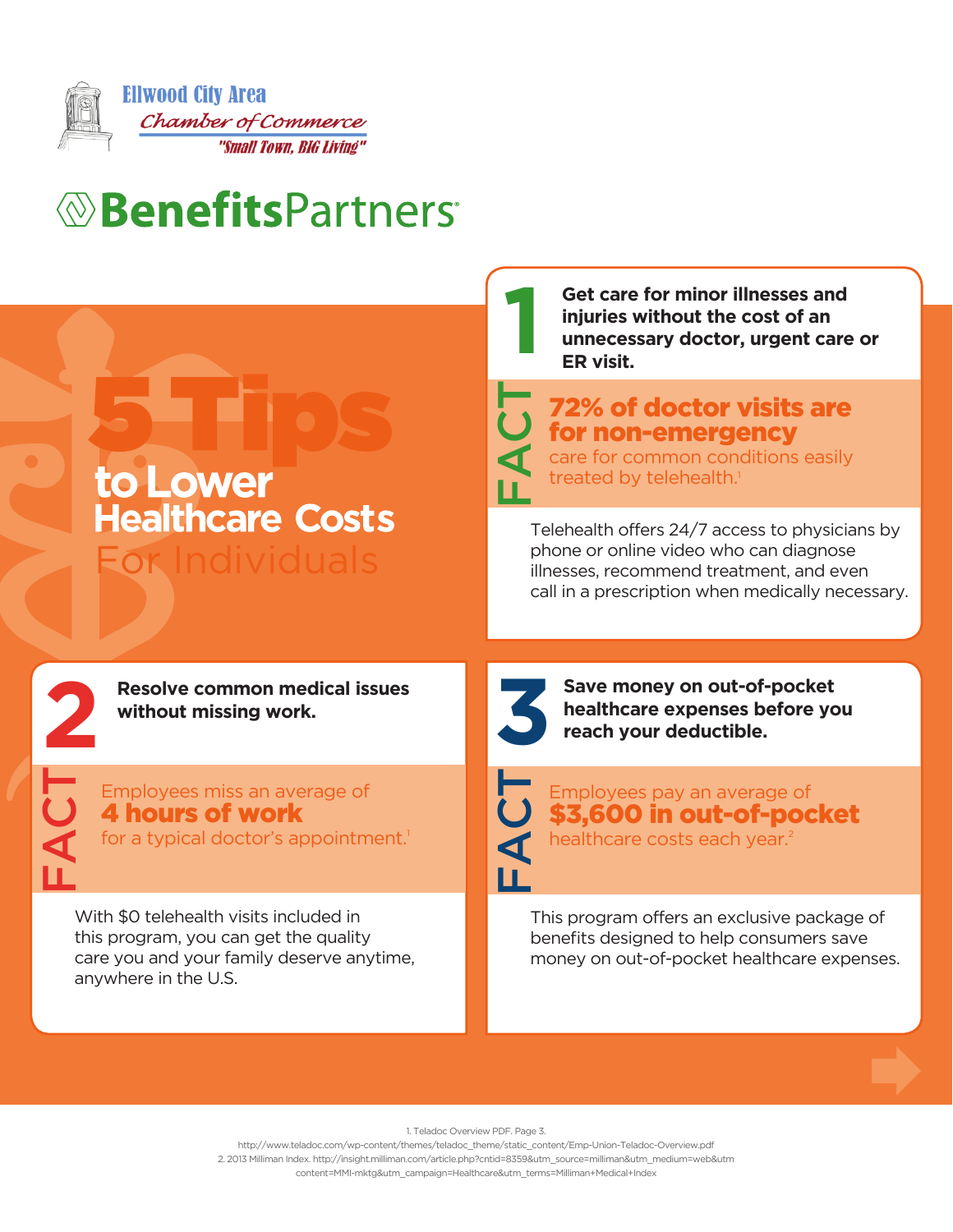Ellwood City Area
Chamber of Commerce
"Small Town, BIG Living"

BenefitsPartners

# 5 Tips to Lower Healthcare Costs For Individuals

## 1 Get care for minor illnesses and injuries without the cost of an unnecessary doctor, urgent care or ER visit.

**FACT**

**72% of doctor visits are for non-emergency** care for common conditions easily treated by telehealth.[1]

Telehealth offers 24/7 access to physicians by phone or online video who can diagnose illnesses, recommend treatment, and even call in a prescription when medically necessary.

## 2 Resolve common medical issues without missing work.

**FACT**

Employees miss an average of **4 hours of work** for a typical doctor's appointment.[1]

With $0 telehealth visits included in this program, you can get the quality care you and your family deserve anytime, anywhere in the U.S.

## 3 Save money on out-of-pocket healthcare expenses before you reach your deductible.

**FACT**

Employees pay an average of **$3,600 in out-of-pocket** healthcare costs each year.[2]

This program offers an exclusive package of benefits designed to help consumers save money on out-of-pocket healthcare expenses.

1. Teladoc Overview PDF. Page 3. http://www.teladoc.com/wp-content/themes/teladoc_theme/static_content/Emp-Union-Teladoc-Overview.pdf
2. 2013 Milliman Index. http://insight.milliman.com/article.php?cntid=8359&utm_source=milliman&utm_medium=web&utm content=MMI-mktg&utm_campaign=Healthcare&utm_terms=Milliman+Medical+Index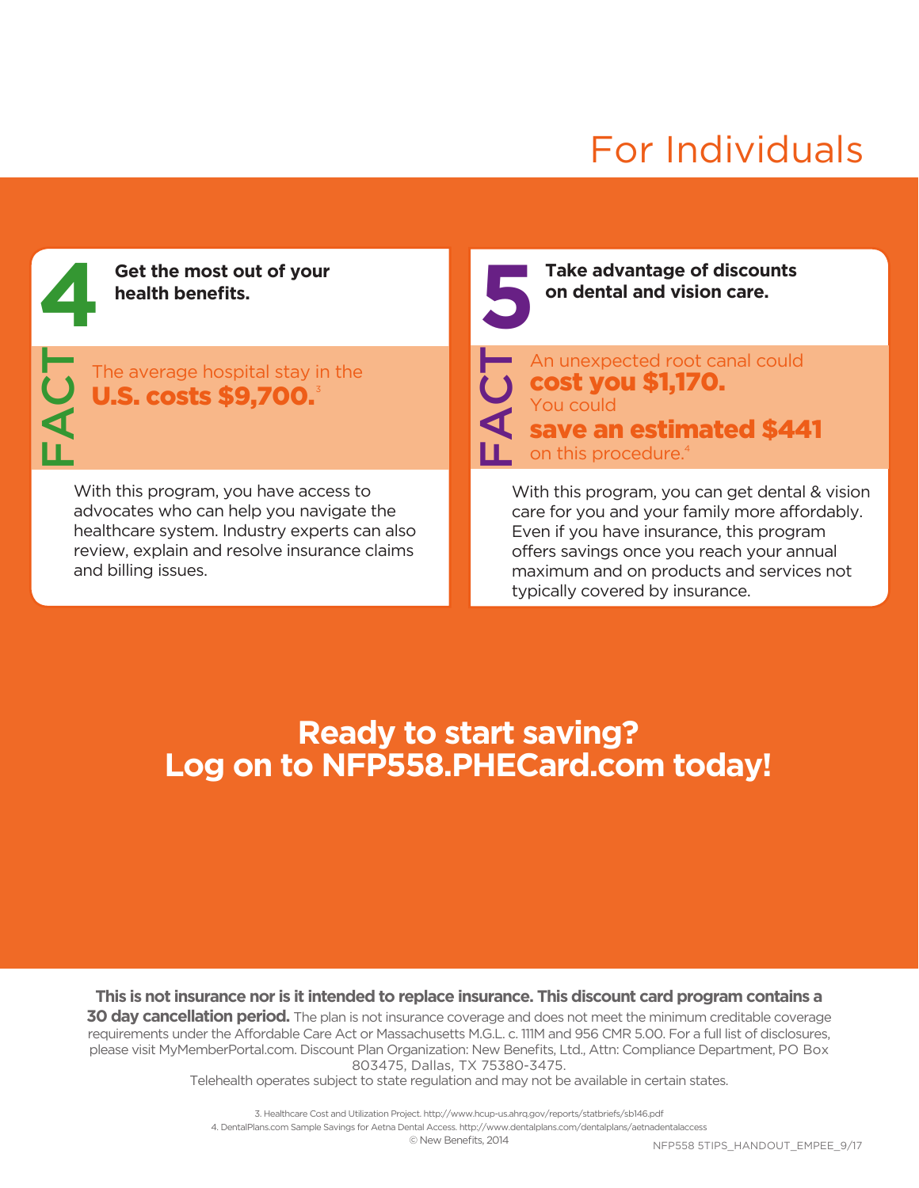# For Individuals

## 4 Get the most out of your health benefits.

**FACT**

The average hospital stay in the **U.S. costs $9,700.**[3]

With this program, you have access to advocates who can help you navigate the healthcare system. Industry experts can also review, explain and resolve insurance claims and billing issues.

## 5 Take advantage of discounts on dental and vision care.

**FACT**

An unexpected root canal could **cost you $1,170.** You could **save an estimated $441** on this procedure.[4]

With this program, you can get dental & vision care for you and your family more affordably. Even if you have insurance, this program offers savings once you reach your annual maximum and on products and services not typically covered by insurance.

## Ready to start saving? Log on to NFP558.PHECard.com today!

**This is not insurance nor is it intended to replace insurance. This discount card program contains a 30 day cancellation period.** The plan is not insurance coverage and does not meet the minimum creditable coverage requirements under the Affordable Care Act or Massachusetts M.G.L. c. 111M and 956 CMR 5.00. For a full list of disclosures, please visit MyMemberPortal.com. Discount Plan Organization: New Benefits, Ltd., Attn: Compliance Department, PO Box 803475, Dallas, TX 75380-3475.
Telehealth operates subject to state regulation and may not be available in certain states.

3. Healthcare Cost and Utilization Project. http://www.hcup-us.ahrq.gov/reports/statbriefs/sb146.pdf
4. DentalPlans.com Sample Savings for Aetna Dental Access. http://www.dentalplans.com/dentalplans/aetnadentalaccess
© New Benefits, 2014

NFP558 5TIPS_HANDOUT_EMPEE_9/17